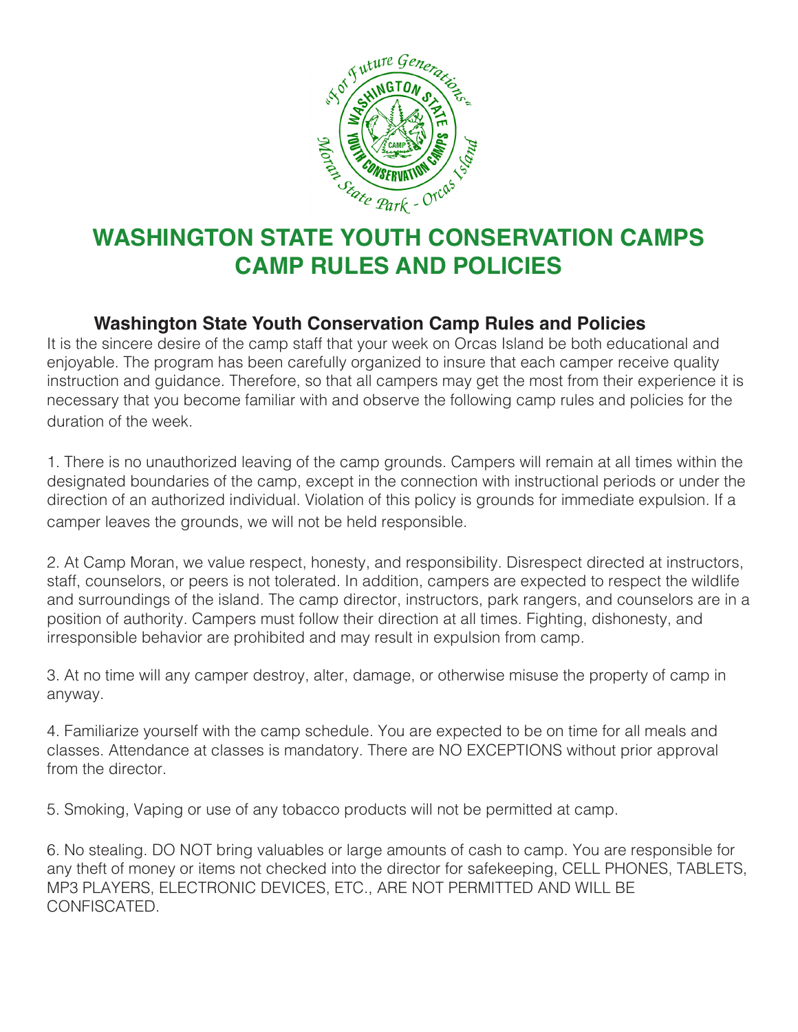# WASHINGTON STATE YOUTH CONSERVATION CAMPS CAMP RULES AND POLICIES

## Washington State Youth Conservation Camp Rules and Policies

It is the sincere desire of the camp staff that your week on Orcas Island be both educational and enjoyable. The program has been carefully organized to insure that each camper receive quality instruction and guidance. Therefore, so that all campers may get the most from their experience it is necessary that you become familiar with and observe the following camp rules and policies for the duration of the week.

1. There is no unauthorized leaving of the camp grounds. Campers will remain at all times within the designated boundaries of the camp, except in the connection with instructional periods or under the direction of an authorized individual. Violation of this policy is grounds for immediate expulsion. If a camper leaves the grounds, we will not be held responsible.

2. At Camp Moran, we value respect, honesty, and responsibility. Disrespect directed at instructors, staff, counselors, or peers is not tolerated. In addition, campers are expected to respect the wildlife and surroundings of the island. The camp director, instructors, park rangers, and counselors are in a position of authority. Campers must follow their direction at all times. Fighting, dishonesty, and irresponsible behavior are prohibited and may result in expulsion from camp.

3. At no time will any camper destroy, alter, damage, or otherwise misuse the property of camp in anyway.

4. Familiarize yourself with the camp schedule. You are expected to be on time for all meals and classes. Attendance at classes is mandatory. There are NO EXCEPTIONS without prior approval from the director.

5. Smoking, Vaping or use of any tobacco products will not be permitted at camp.

6. No stealing. DO NOT bring valuables or large amounts of cash to camp. You are responsible for any theft of money or items not checked into the director for safekeeping, CELL PHONES, TABLETS, MP3 PLAYERS, ELECTRONIC DEVICES, ETC., ARE NOT PERMITTED AND WILL BE CONFISCATED.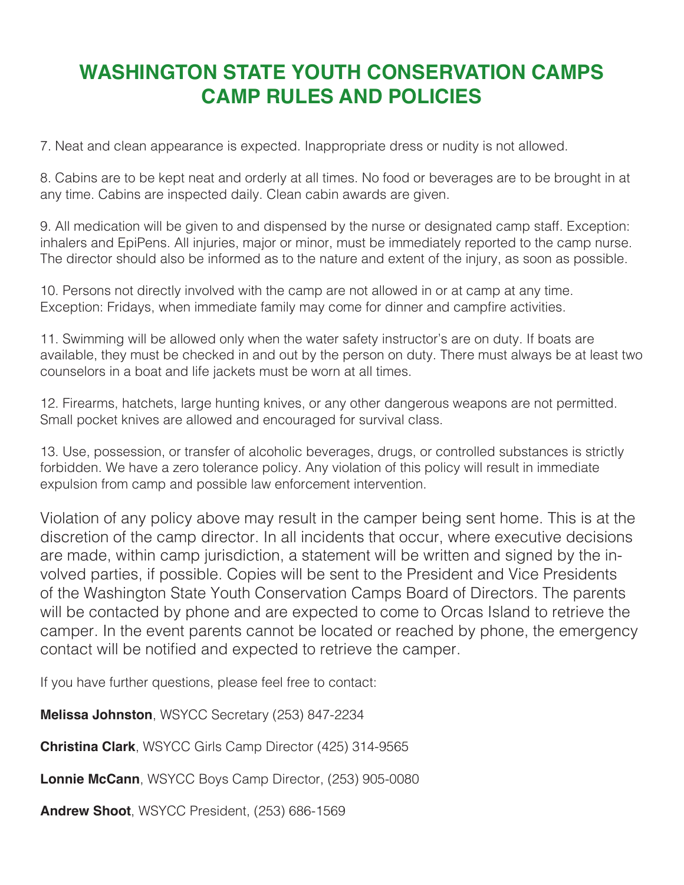# WASHINGTON STATE YOUTH CONSERVATION CAMPS CAMP RULES AND POLICIES

7. Neat and clean appearance is expected. Inappropriate dress or nudity is not allowed.

8. Cabins are to be kept neat and orderly at all times. No food or beverages are to be brought in at any time. Cabins are inspected daily. Clean cabin awards are given.

9. All medication will be given to and dispensed by the nurse or designated camp staff. Exception: inhalers and EpiPens. All injuries, major or minor, must be immediately reported to the camp nurse. The director should also be informed as to the nature and extent of the injury, as soon as possible.

10. Persons not directly involved with the camp are not allowed in or at camp at any time. Exception: Fridays, when immediate family may come for dinner and campfire activities.

11. Swimming will be allowed only when the water safety instructor's are on duty. If boats are available, they must be checked in and out by the person on duty. There must always be at least two counselors in a boat and life jackets must be worn at all times.

12. Firearms, hatchets, large hunting knives, or any other dangerous weapons are not permitted. Small pocket knives are allowed and encouraged for survival class.

13. Use, possession, or transfer of alcoholic beverages, drugs, or controlled substances is strictly forbidden. We have a zero tolerance policy. Any violation of this policy will result in immediate expulsion from camp and possible law enforcement intervention.

Violation of any policy above may result in the camper being sent home. This is at the discretion of the camp director. In all incidents that occur, where executive decisions are made, within camp jurisdiction, a statement will be written and signed by the involved parties, if possible. Copies will be sent to the President and Vice Presidents of the Washington State Youth Conservation Camps Board of Directors. The parents will be contacted by phone and are expected to come to Orcas Island to retrieve the camper. In the event parents cannot be located or reached by phone, the emergency contact will be notified and expected to retrieve the camper.

If you have further questions, please feel free to contact:

**Melissa Johnston**, WSYCC Secretary (253) 847-2234

**Christina Clark**, WSYCC Girls Camp Director (425) 314-9565

**Lonnie McCann**, WSYCC Boys Camp Director, (253) 905-0080

**Andrew Shoot**, WSYCC President, (253) 686-1569